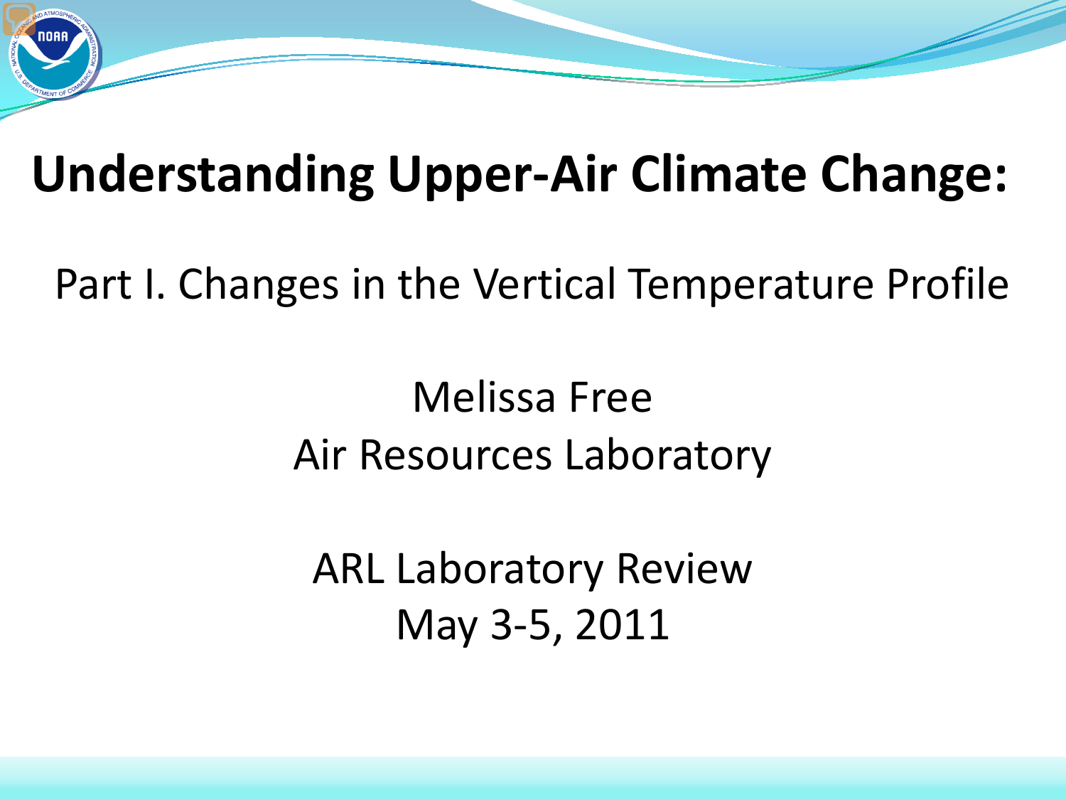# Understanding Upper-Air Climate Change:

Part I. Changes in the Vertical Temperature Profile

Melissa Free
Air Resources Laboratory

ARL Laboratory Review
May 3-5, 2011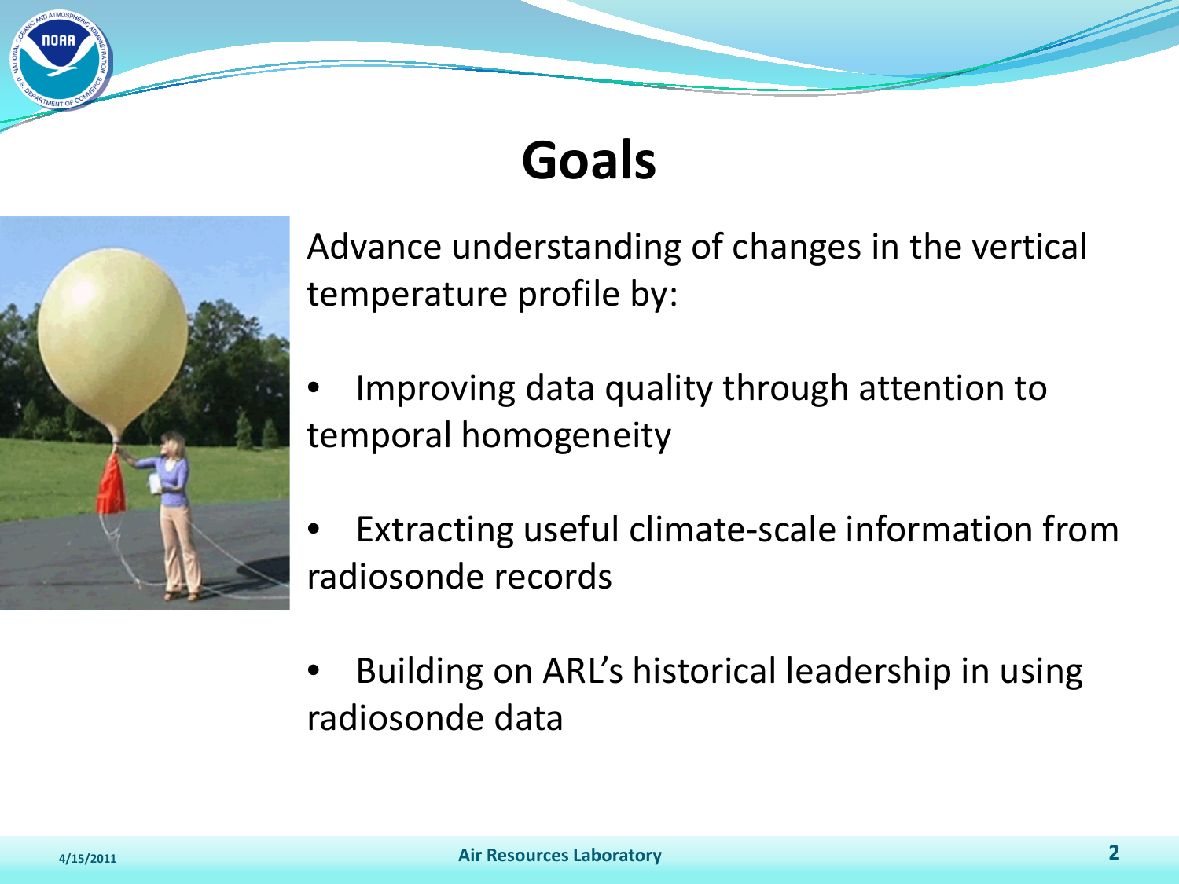# Goals

Advance understanding of changes in the vertical temperature profile by:

- Improving data quality through attention to temporal homogeneity
- Extracting useful climate-scale information from radiosonde records
- Building on ARL's historical leadership in using radiosonde data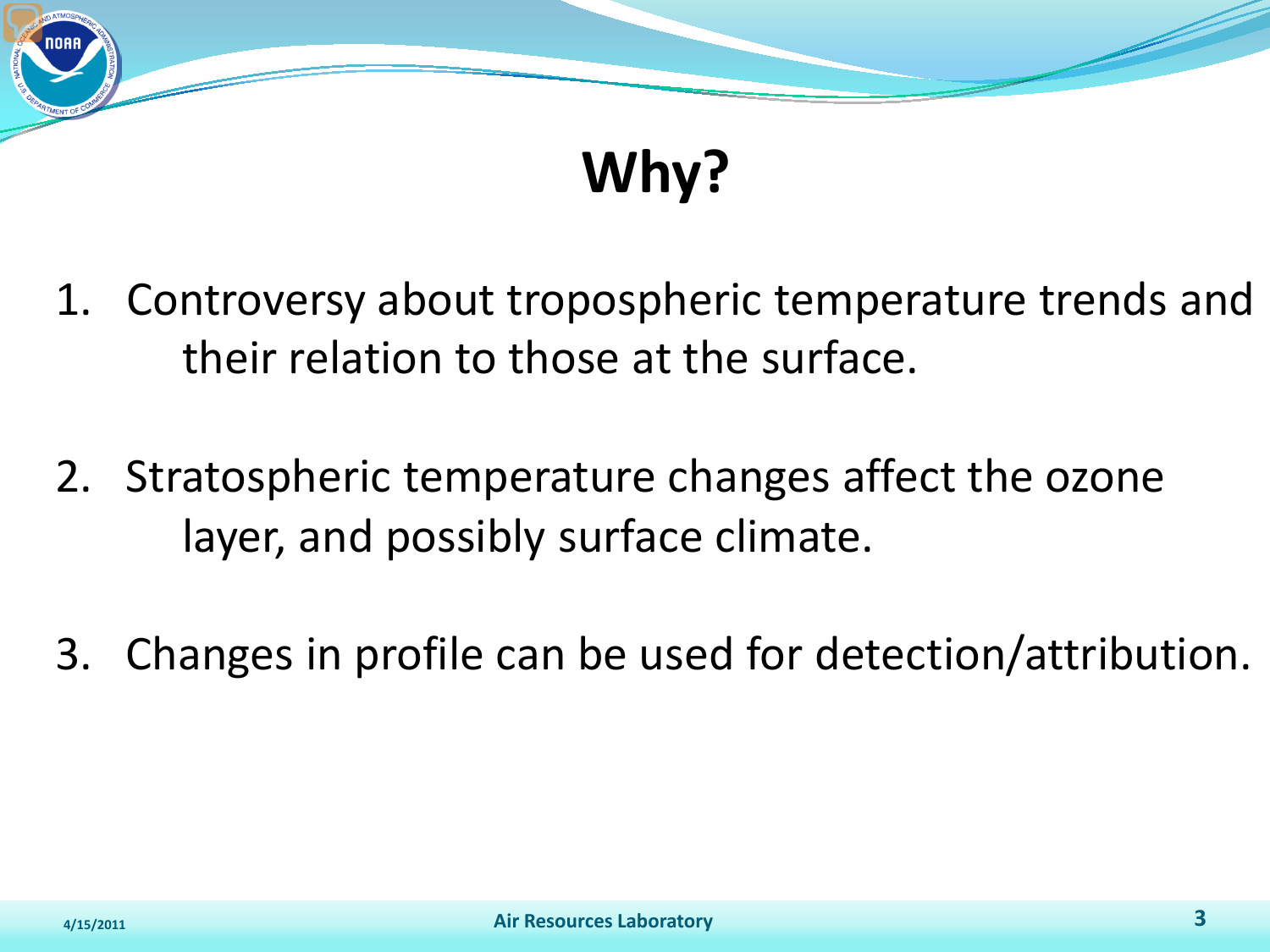# Why?

1. Controversy about tropospheric temperature trends and their relation to those at the surface.
2. Stratospheric temperature changes affect the ozone layer, and possibly surface climate.
3. Changes in profile can be used for detection/attribution.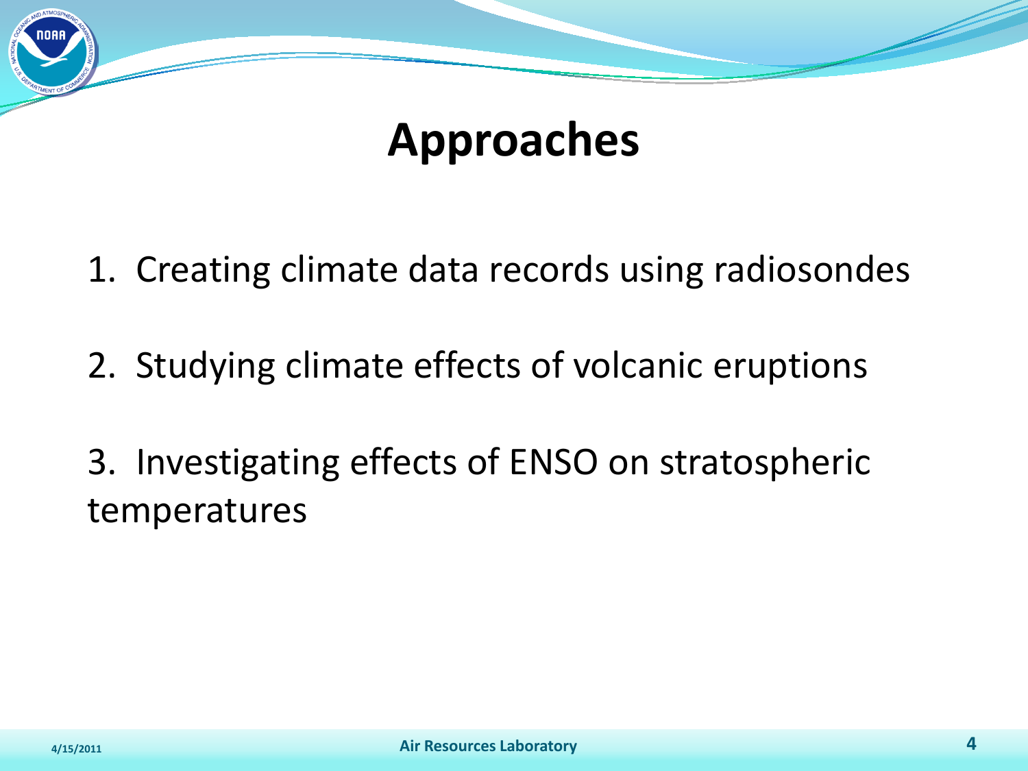# Approaches

1. Creating climate data records using radiosondes

2. Studying climate effects of volcanic eruptions

3. Investigating effects of ENSO on stratospheric temperatures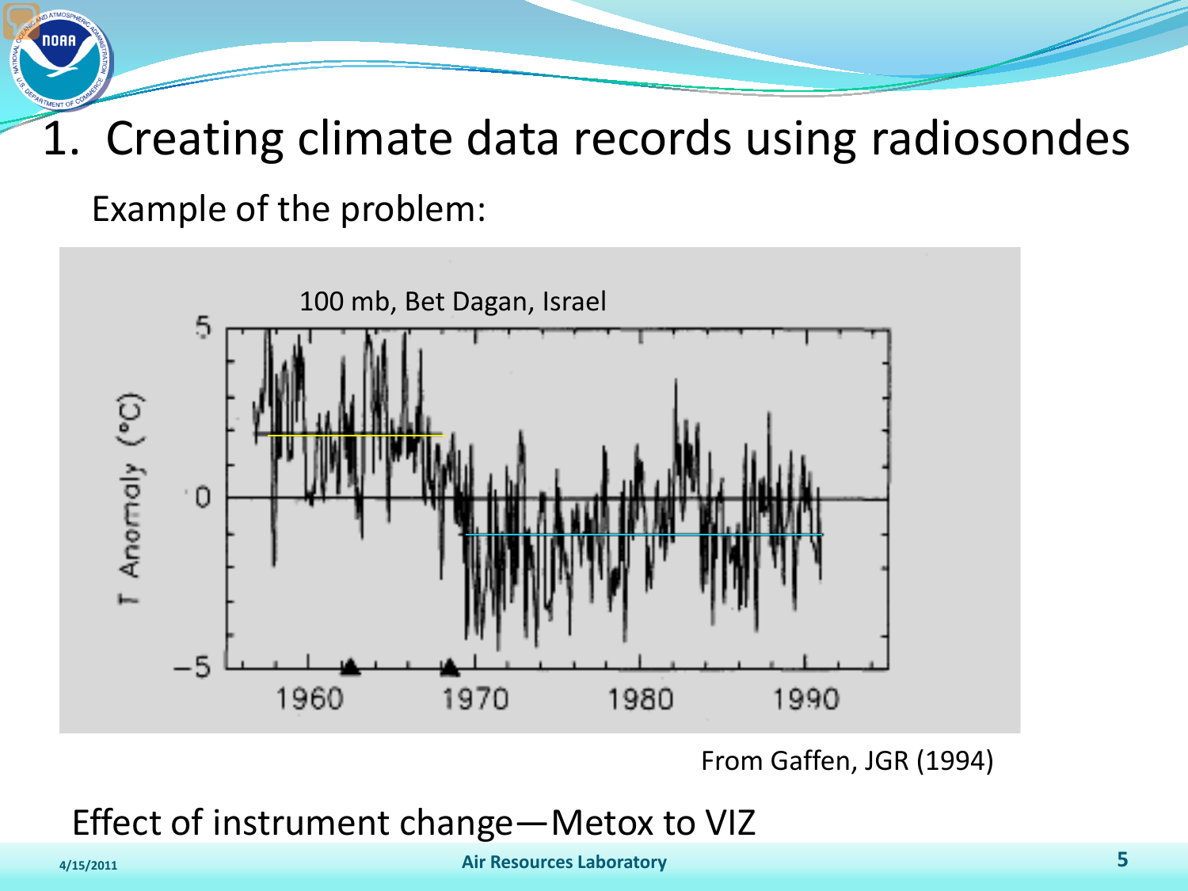# 1. Creating climate data records using radiosondes

Example of the problem:

From Gaffen, JGR (1994)

Effect of instrument change—Metox to VIZ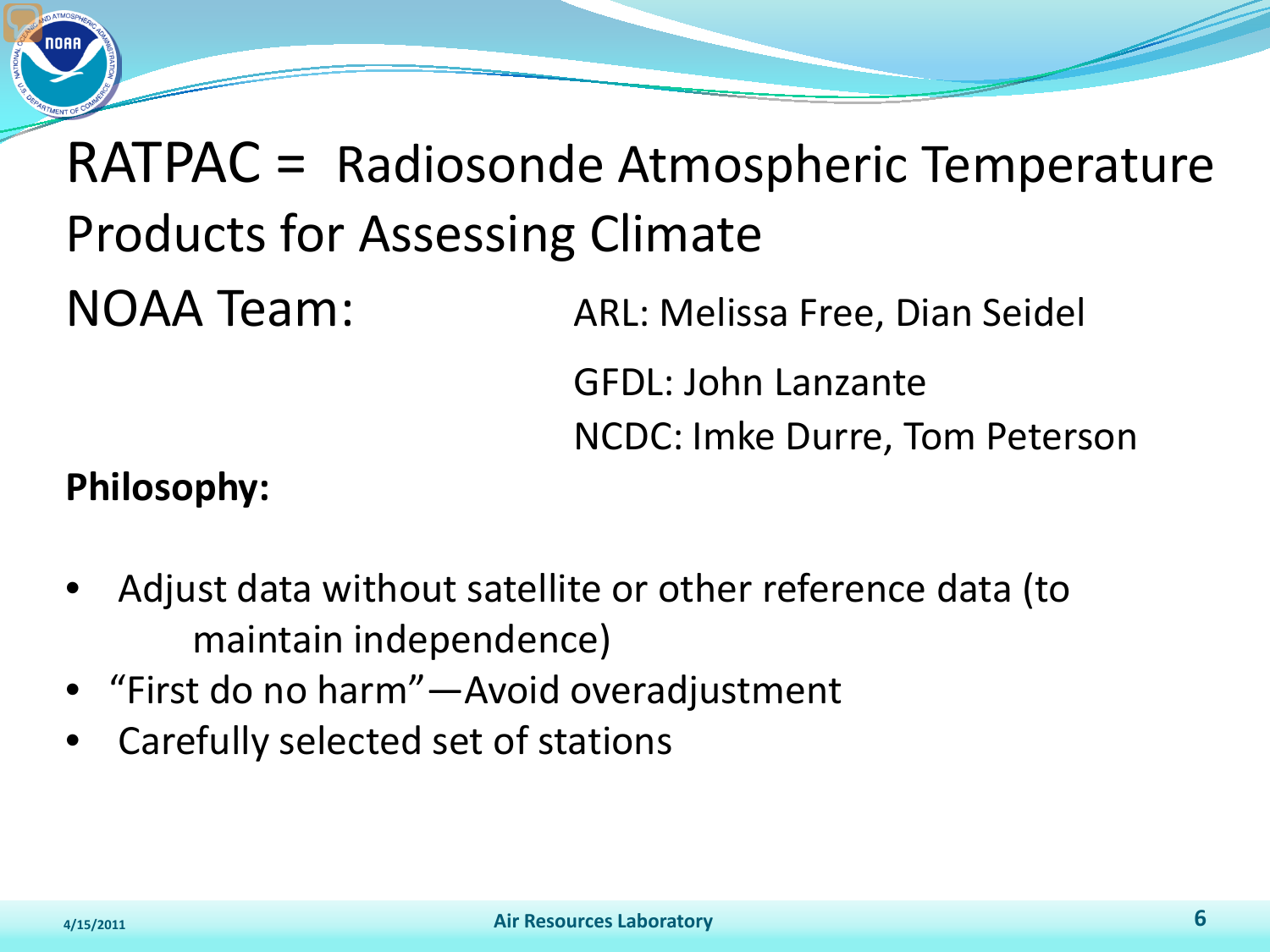# RATPAC = Radiosonde Atmospheric Temperature Products for Assessing Climate

## NOAA Team:

ARL: Melissa Free, Dian Seidel

GFDL: John Lanzante

NCDC: Imke Durre, Tom Peterson

**Philosophy:**

- Adjust data without satellite or other reference data (to maintain independence)
- "First do no harm"—Avoid overadjustment
- Carefully selected set of stations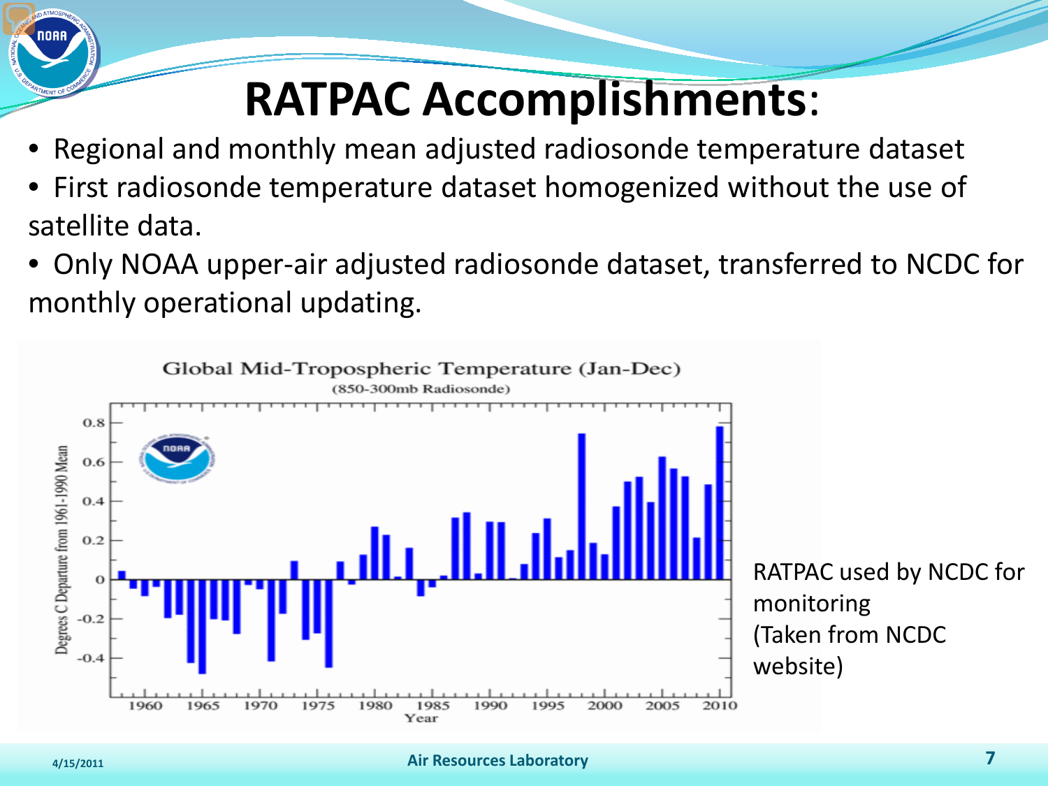# RATPAC Accomplishments:

- Regional and monthly mean adjusted radiosonde temperature dataset
- First radiosonde temperature dataset homogenized without the use of satellite data.
- Only NOAA upper-air adjusted radiosonde dataset, transferred to NCDC for monthly operational updating.

RATPAC used by NCDC for monitoring (Taken from NCDC website)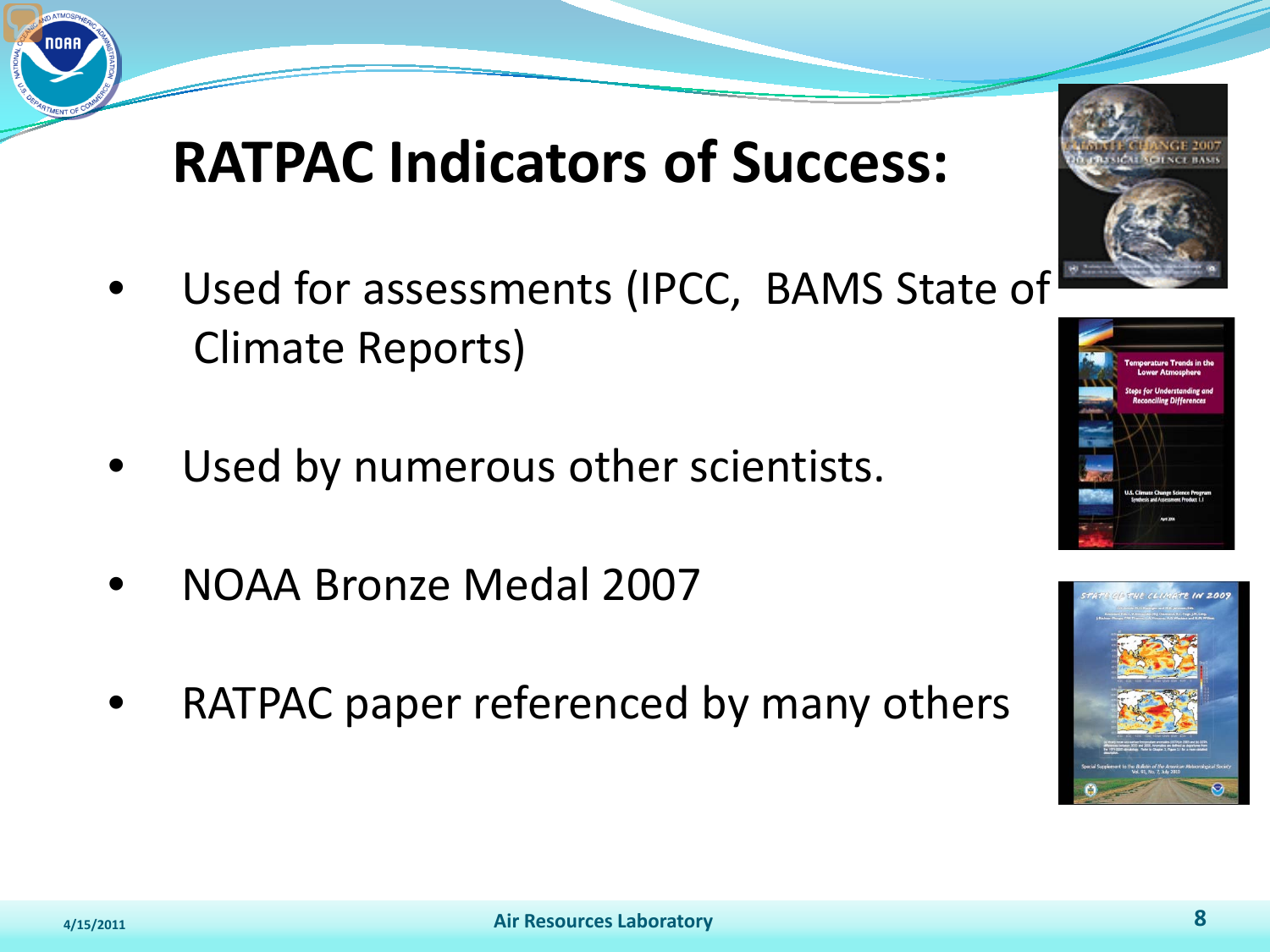# RATPAC Indicators of Success:

- Used for assessments (IPCC, BAMS State of Climate Reports)
- Used by numerous other scientists.
- NOAA Bronze Medal 2007
- RATPAC paper referenced by many others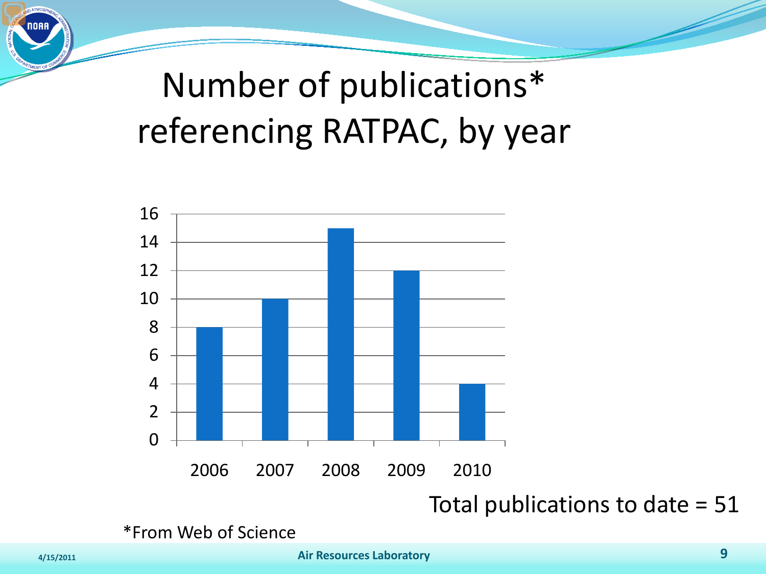# Number of publications* referencing RATPAC, by year

| Year | Number of publications |
|---|---|
| 2006 | 8 |
| 2007 | 10 |
| 2008 | 15 |
| 2009 | 12 |
| 2010 | 4 |

Total publications to date = 51

*From Web of Science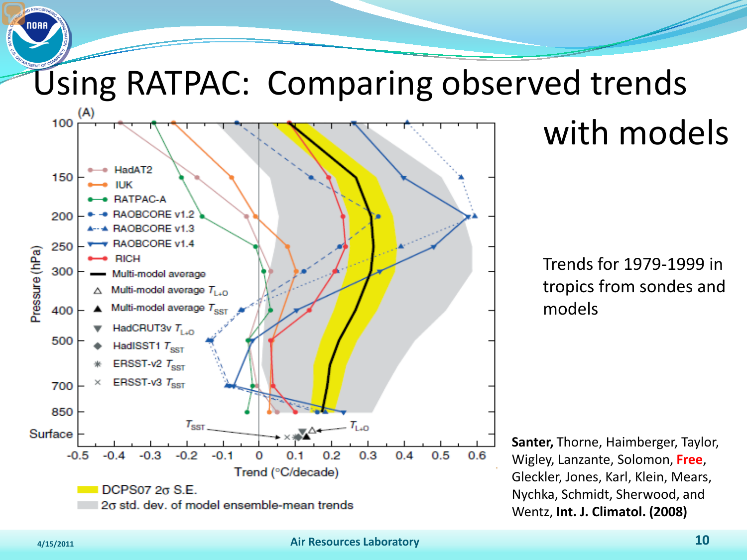# Using RATPAC: Comparing observed trends with models

Trends for 1979-1999 in tropics from sondes and models

**Santer,** Thorne, Haimberger, Taylor, Wigley, Lanzante, Solomon, **Free**, Gleckler, Jones, Karl, Klein, Mears, Nychka, Schmidt, Sherwood, and Wentz, **Int. J. Climatol. (2008)**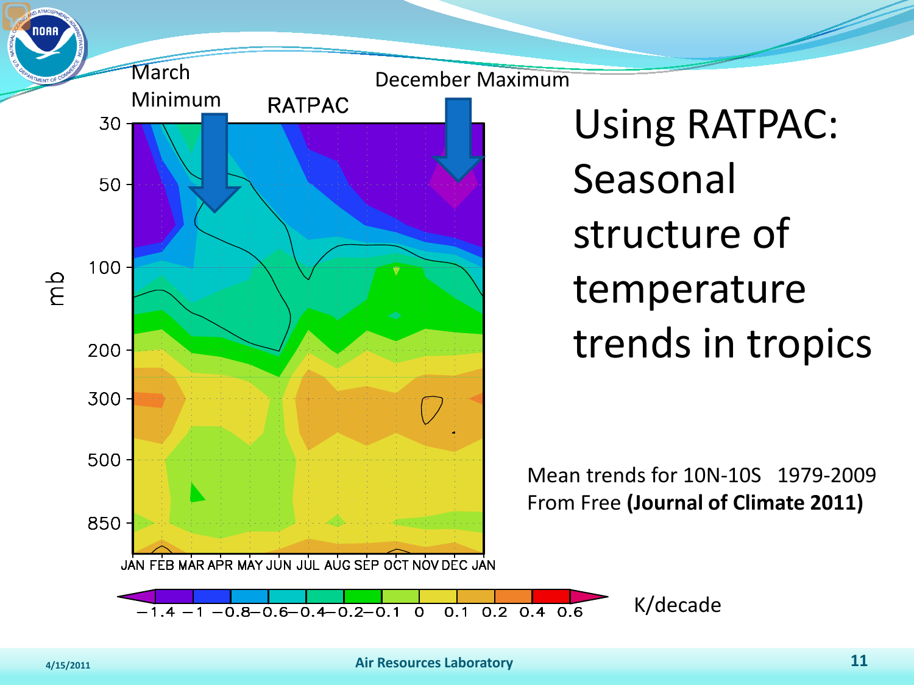# Using RATPAC: Seasonal structure of temperature trends in tropics

March Minimum

December Maximum

RATPAC

Mean trends for 10N-10S 1979-2009
From Free **(Journal of Climate 2011)**

K/decade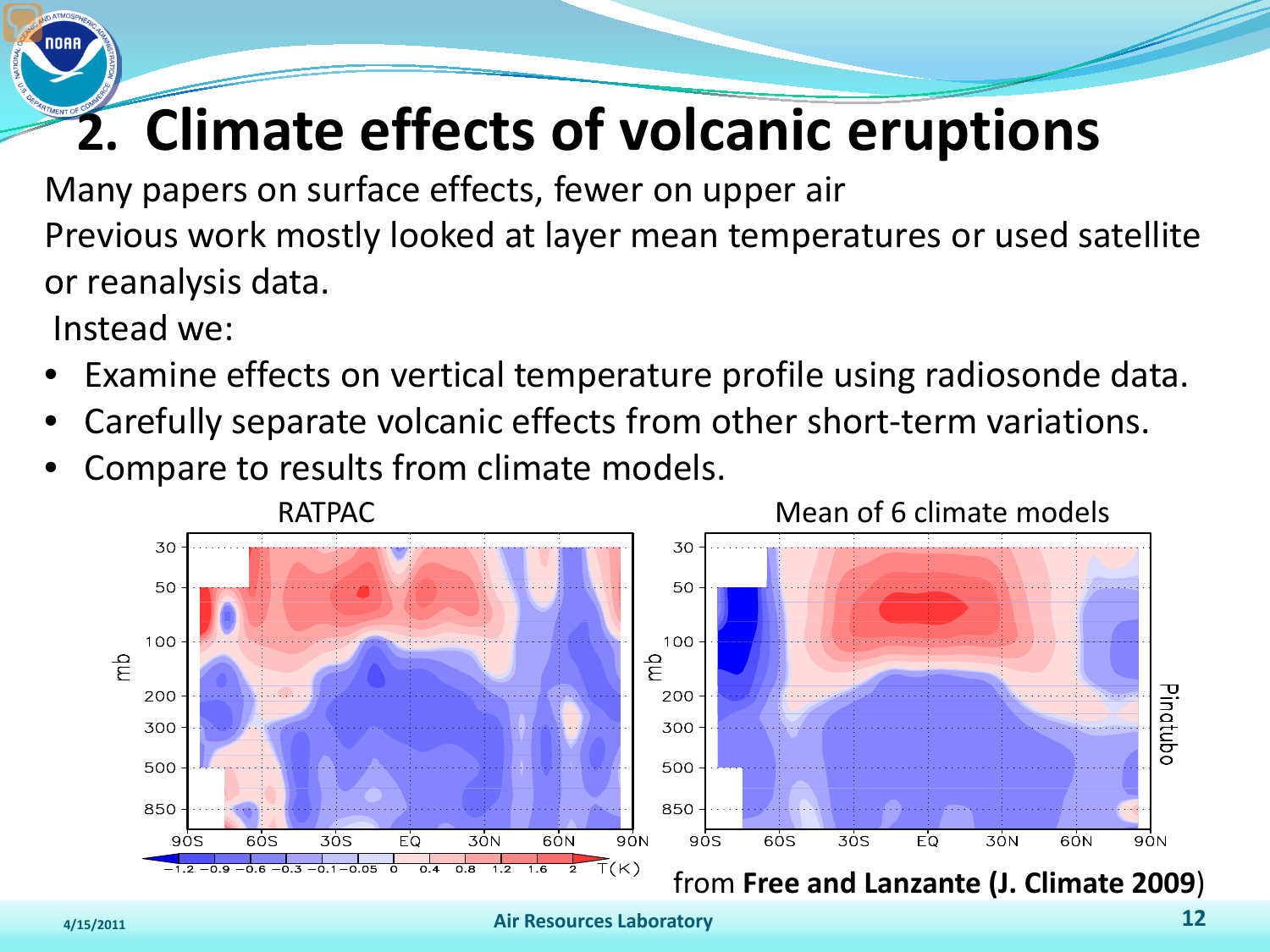# 2. Climate effects of volcanic eruptions

Many papers on surface effects, fewer on upper air

Previous work mostly looked at layer mean temperatures or used satellite or reanalysis data.

Instead we:

- Examine effects on vertical temperature profile using radiosonde data.
- Carefully separate volcanic effects from other short-term variations.
- Compare to results from climate models.

RATPAC

Mean of 6 climate models

from **Free and Lanzante (J. Climate 2009**)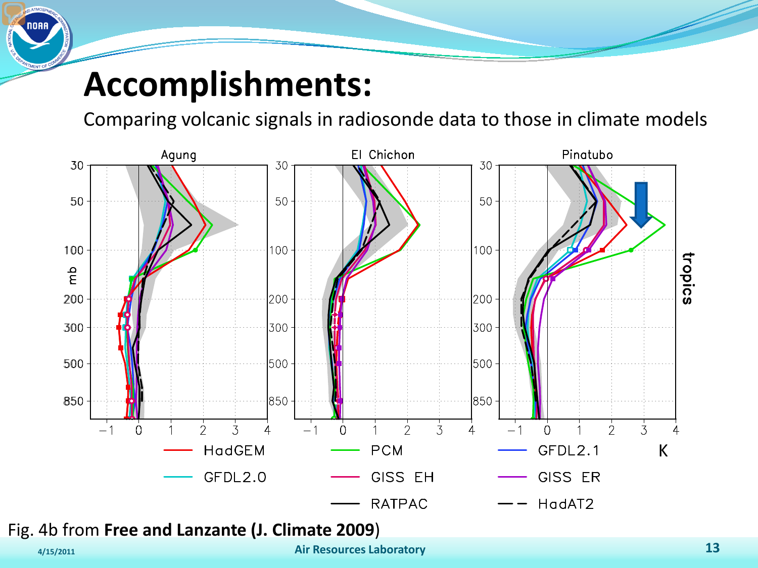# Accomplishments:

Comparing volcanic signals in radiosonde data to those in climate models

Fig. 4b from **Free and Lanzante (J. Climate 2009)**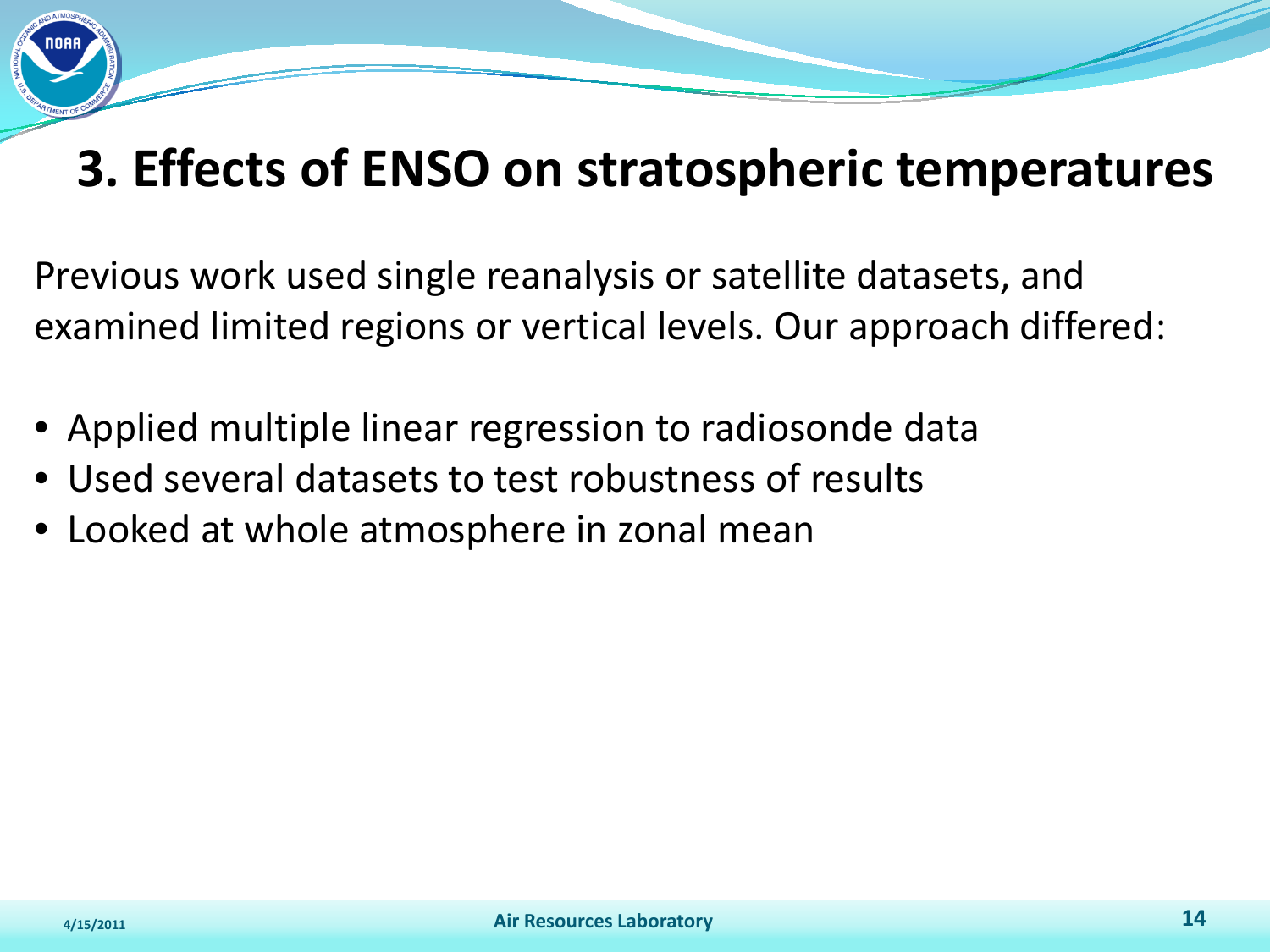# 3. Effects of ENSO on stratospheric temperatures

Previous work used single reanalysis or satellite datasets, and examined limited regions or vertical levels. Our approach differed:

- Applied multiple linear regression to radiosonde data
- Used several datasets to test robustness of results
- Looked at whole atmosphere in zonal mean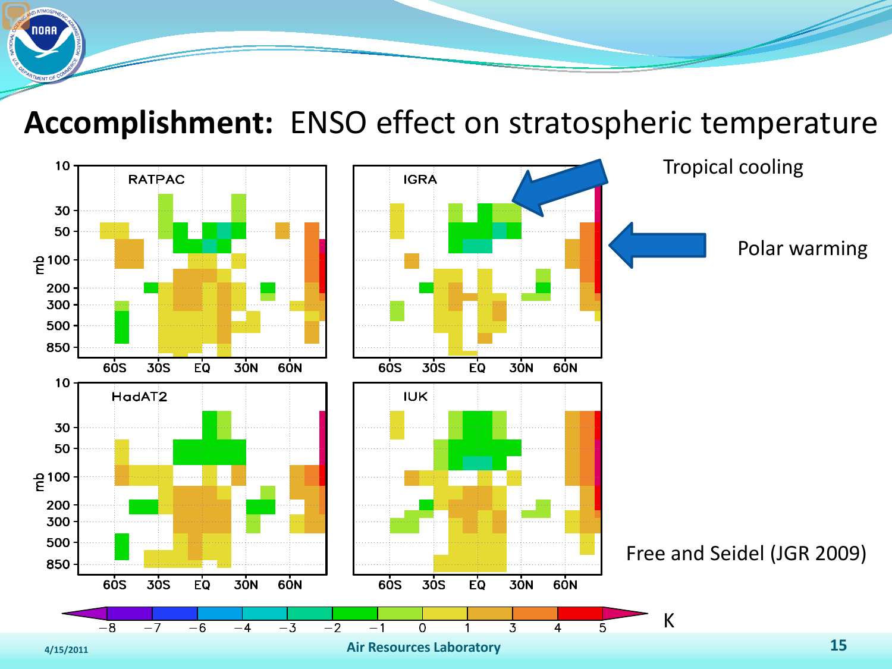# **Accomplishment:** ENSO effect on stratospheric temperature

Tropical cooling

Polar warming

Free and Seidel (JGR 2009)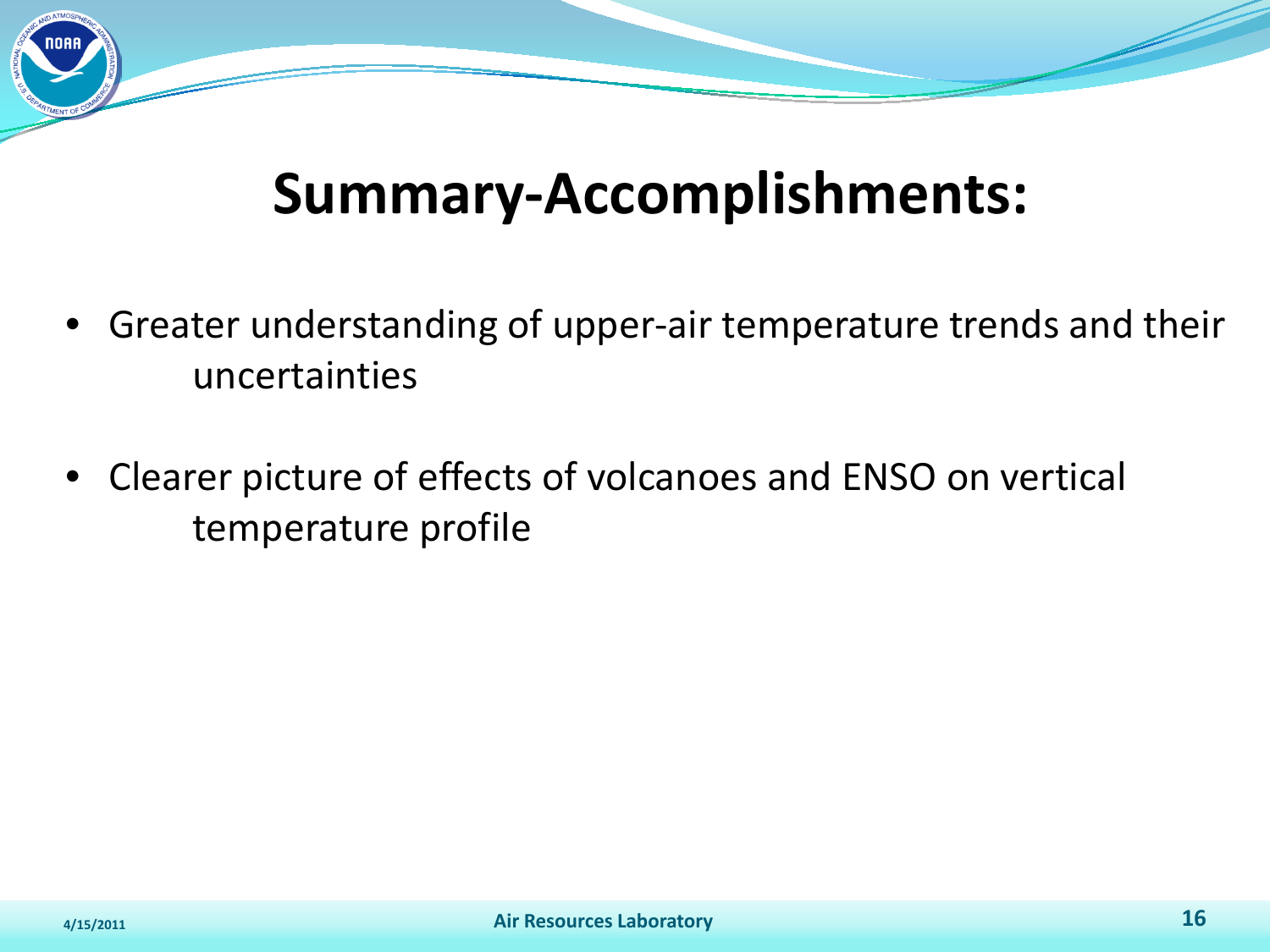# Summary-Accomplishments:

- Greater understanding of upper-air temperature trends and their uncertainties
- Clearer picture of effects of volcanoes and ENSO on vertical temperature profile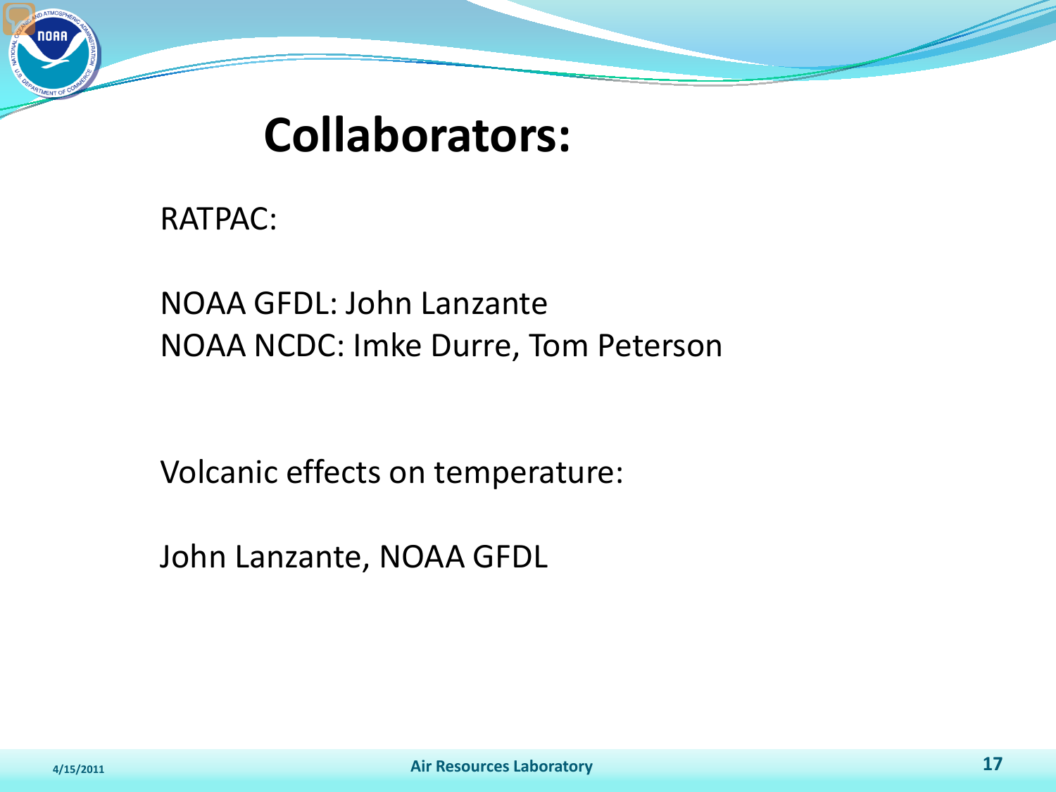# Collaborators:

RATPAC:

NOAA GFDL: John Lanzante
NOAA NCDC: Imke Durre, Tom Peterson

Volcanic effects on temperature:

John Lanzante, NOAA GFDL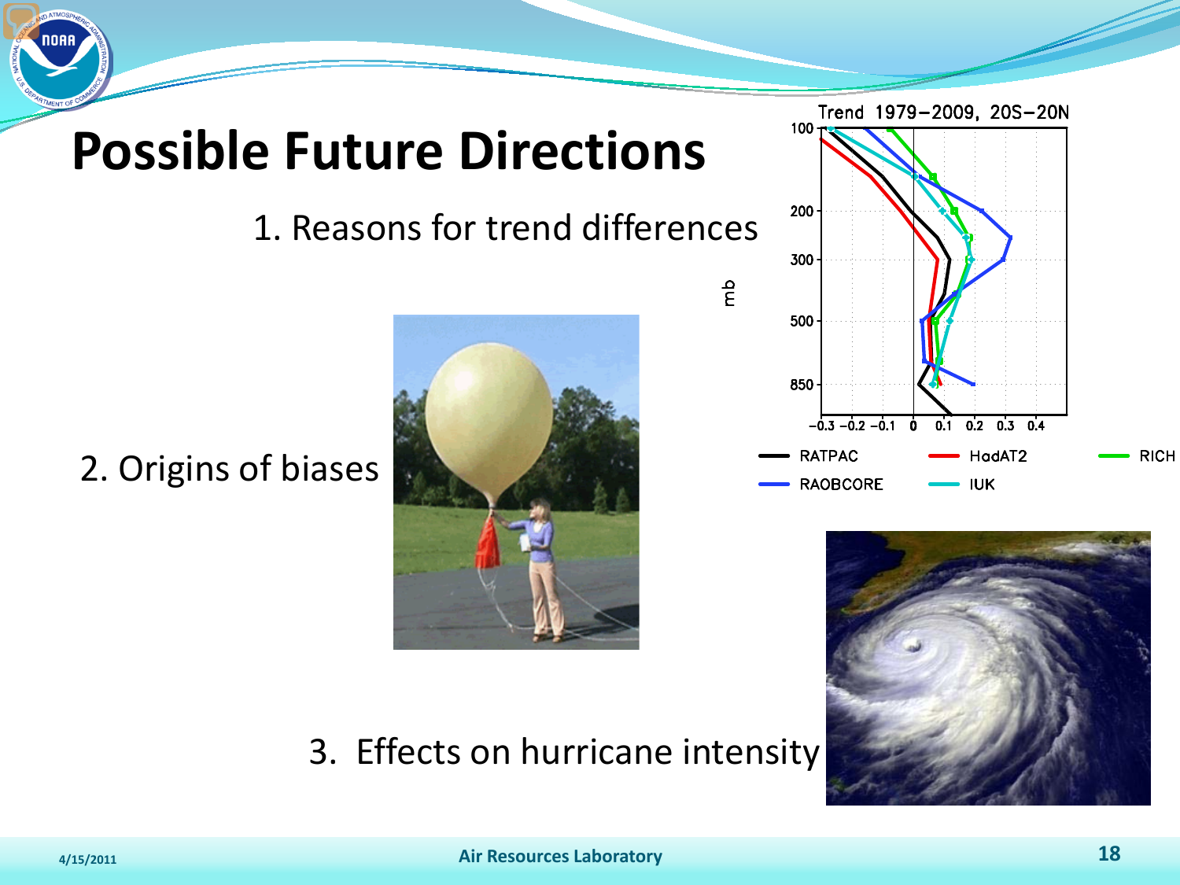# Possible Future Directions

1. Reasons for trend differences

Trend 1979–2009, 20S–20N

mb

100
200
300
500
850

−0.3 −0.2 −0.1 0 0.1 0.2 0.3 0.4

RATPAC
HadAT2
RICH
RAOBCORE
IUK

2. Origins of biases

3. Effects on hurricane intensity